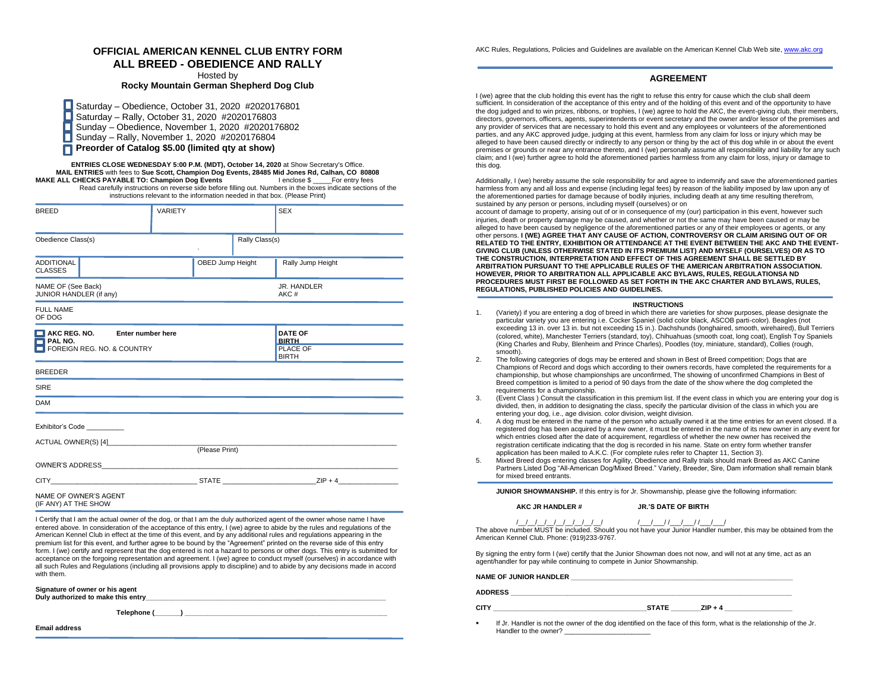# OFFICIAL AMERICAN KENNEL CLUB ENTRY FORM
## ALL BREED - OBEDIENCE AND RALLY

Hosted by
**Rocky Mountain German Shepherd Dog Club**

- ☐ Saturday – Obedience, October 31, 2020 #2020176801
- ☐ Saturday – Rally, October 31, 2020 #2020176803
- ☐ Sunday – Obedience, November 1, 2020 #2020176802
- ☐ Sunday – Rally, November 1, 2020 #2020176804
- ☐ **Preorder of Catalog $5.00 (limited qty at show)**

**ENTRIES CLOSE WEDNESDAY 5:00 P.M. (MDT), October 14, 2020** at Show Secretary's Office.
**MAIL ENTRIES** with fees to **Sue Scott, Champion Dog Events, 28485 Mid Jones Rd, Calhan, CO 80808**
**MAKE ALL CHECKS PAYABLE TO: Champion Dog Events** I enclose $ _____For entry fees
Read carefully instructions on reverse side before filling out. Numbers in the boxes indicate sections of the instructions relevant to the information needed in that box. (Please Print)

| | | | |
|---|---|---|---|
| BREED | VARIETY | | SEX |
| Obedience Class(s) | | Rally Class(s) | |
| ADDITIONAL CLASSES | | OBED Jump Height | Rally Jump Height |
| NAME OF (See Back) JUNIOR HANDLER (if any) | | | JR. HANDLER AKC # |
| FULL NAME OF DOG | | | |
| ☐ AKC REG. NO. **Enter number here** ☐ PAL NO. ☐ FOREIGN REG. NO. & COUNTRY | | | DATE OF BIRTH / PLACE OF BIRTH |
| BREEDER | | | |
| SIRE | | | |
| DAM | | | |

Exhibitor's Code __________

ACTUAL OWNER(S) [4]________________________________________________
(Please Print)

OWNER'S ADDRESS________________________________________________

CITY________________________ STATE ________________ ZIP + 4______________

NAME OF OWNER'S AGENT (IF ANY) AT THE SHOW

I Certify that I am the actual owner of the dog, or that I am the duly authorized agent of the owner whose name I have entered above. In consideration of the acceptance of this entry, I (we) agree to abide by the rules and regulations of the American Kennel Club in effect at the time of this event, and by any additional rules and regulations appearing in the premium list for this event, and further agree to be bound by the "Agreement" printed on the reverse side of this entry form. I (we) certify and represent that the dog entered is not a hazard to persons or other dogs. This entry is submitted for acceptance on the forgoing representation and agreement. I (we) agree to conduct myself (ourselves) in accordance with all such Rules and Regulations (including all provisions apply to discipline) and to abide by any decisions made in accord with them.

**Signature of owner or his agent**
**Duly authorized to make this entry**________________________________________________

**Telephone (______)** ________________________________________________

**Email address**

AKC Rules, Regulations, Policies and Guidelines are available on the American Kennel Club Web site, www.akc.org

## AGREEMENT

I (we) agree that the club holding this event has the right to refuse this entry for cause which the club shall deem sufficient. In consideration of the acceptance of this entry and of the holding of this event and of the opportunity to have the dog judged and to win prizes, ribbons, or trophies, I (we) agree to hold the AKC, the event-giving club, their members, directors, governors, officers, agents, superintendents or event secretary and the owner and/or lessor of the premises and any provider of services that are necessary to hold this event and any employees or volunteers of the aforementioned parties, and any AKC approved judge, judging at this event, harmless from any claim for loss or injury which may be alleged to have been caused directly or indirectly to any person or thing by the act of this dog while in or about the event premises or grounds or near any entrance thereto, and I (we) personally assume all responsibility and liability for any such claim; and I (we) further agree to hold the aforementioned parties harmless from any claim for loss, injury or damage to this dog.

Additionally, I (we) hereby assume the sole responsibility for and agree to indemnify and save the aforementioned parties harmless from any and all loss and expense (including legal fees) by reason of the liability imposed by law upon any of the aforementioned parties for damage because of bodily injuries, including death at any time resulting therefrom, sustained by any person or persons, including myself (ourselves) or on
account of damage to property, arising out of or in consequence of my (our) participation in this event, however such injuries, death or property damage may be caused, and whether or not the same may have been caused or may be alleged to have been caused by negligence of the aforementioned parties or any of their employees or agents, or any other persons. **I (WE) AGREE THAT ANY CAUSE OF ACTION, CONTROVERSY OR CLAIM ARISING OUT OF OR RELATED TO THE ENTRY, EXHIBITION OR ATTENDANCE AT THE EVENT BETWEEN THE AKC AND THE EVENT-GIVING CLUB (UNLESS OTHERWISE STATED IN ITS PREMIUM LIST) AND MYSELF (OURSELVES) OR AS TO THE CONSTRUCTION, INTERPRETATION AND EFFECT OF THIS AGREEMENT SHALL BE SETTLED BY ARBITRATION PURSUANT TO THE APPLICABLE RULES OF THE AMERICAN ARBITRATION ASSOCIATION. HOWEVER, PRIOR TO ARBITRATION ALL APPLICABLE AKC BYLAWS, RULES, REGULATIONSA ND PROCEDURES MUST FIRST BE FOLLOWED AS SET FORTH IN THE AKC CHARTER AND BYLAWS, RULES, REGULATIONS, PUBLISHED POLICIES AND GUIDELINES.**

### INSTRUCTIONS

1. (Variety) if you are entering a dog of breed in which there are varieties for show purposes, please designate the particular variety you are entering i.e. Cocker Spaniel (solid color black, ASCOB parti-color). Beagles (not exceeding 13 in. over 13 in. but not exceeding 15 in.). Dachshunds (longhaired, smooth, wirehaired), Bull Terriers (colored, white), Manchester Terriers (standard, toy), Chihuahuas (smooth coat, long coat), English Toy Spaniels (King Charles and Ruby, Blenheim and Prince Charles), Poodles (toy, miniature, standard), Collies (rough, smooth).
2. The following categories of dogs may be entered and shown in Best of Breed competition; Dogs that are Champions of Record and dogs which according to their owners records, have completed the requirements for a championship, but whose championships are unconfirmed, The showing of unconfirmed Champions in Best of Breed competition is limited to a period of 90 days from the date of the show where the dog completed the requirements for a championship.
3. (Event Class ) Consult the classification in this premium list. If the event class in which you are entering your dog is divided, then, in addition to designating the class, specify the particular division of the class in which you are entering your dog, i.e., age division. color division, weight division.
4. A dog must be entered in the name of the person who actually owned it at the time entries for an event closed. If a registered dog has been acquired by a new owner, it must be entered in the name of its new owner in any event for which entries closed after the date of acquirement, regardless of whether the new owner has received the registration certificate indicating that the dog is recorded in his name. State on entry form whether transfer application has been mailed to A.K.C. (For complete rules refer to Chapter 11, Section 3).
5. Mixed Breed dogs entering classes for Agility, Obedience and Rally trials should mark Breed as AKC Canine Partners Listed Dog "All-American Dog/Mixed Breed." Variety, Breeder, Sire, Dam information shall remain blank for mixed breed entrants.

**JUNIOR SHOWMANSHIP.** If this entry is for Jr. Showmanship, please give the following information:

**AKC JR HANDLER #** /__/__/__/__/__/__/__/__/__/ **JR.'S DATE OF BIRTH** /___/___/ /___/___/ /___/___/

The above number MUST be included. Should you not have your Junior Handler number, this may be obtained from the American Kennel Club. Phone: (919)233-9767.

By signing the entry form I (we) certify that the Junior Showman does not now, and will not at any time, act as an agent/handler for pay while continuing to compete in Junior Showmanship.

**NAME OF JUNIOR HANDLER** ________________________________________________

**ADDRESS** ________________________________________________

**CITY** ______________________________ **STATE** ________ **ZIP + 4** ______________

- If Jr. Handler is not the owner of the dog identified on the face of this form, what is the relationship of the Jr. Handler to the owner? ______________________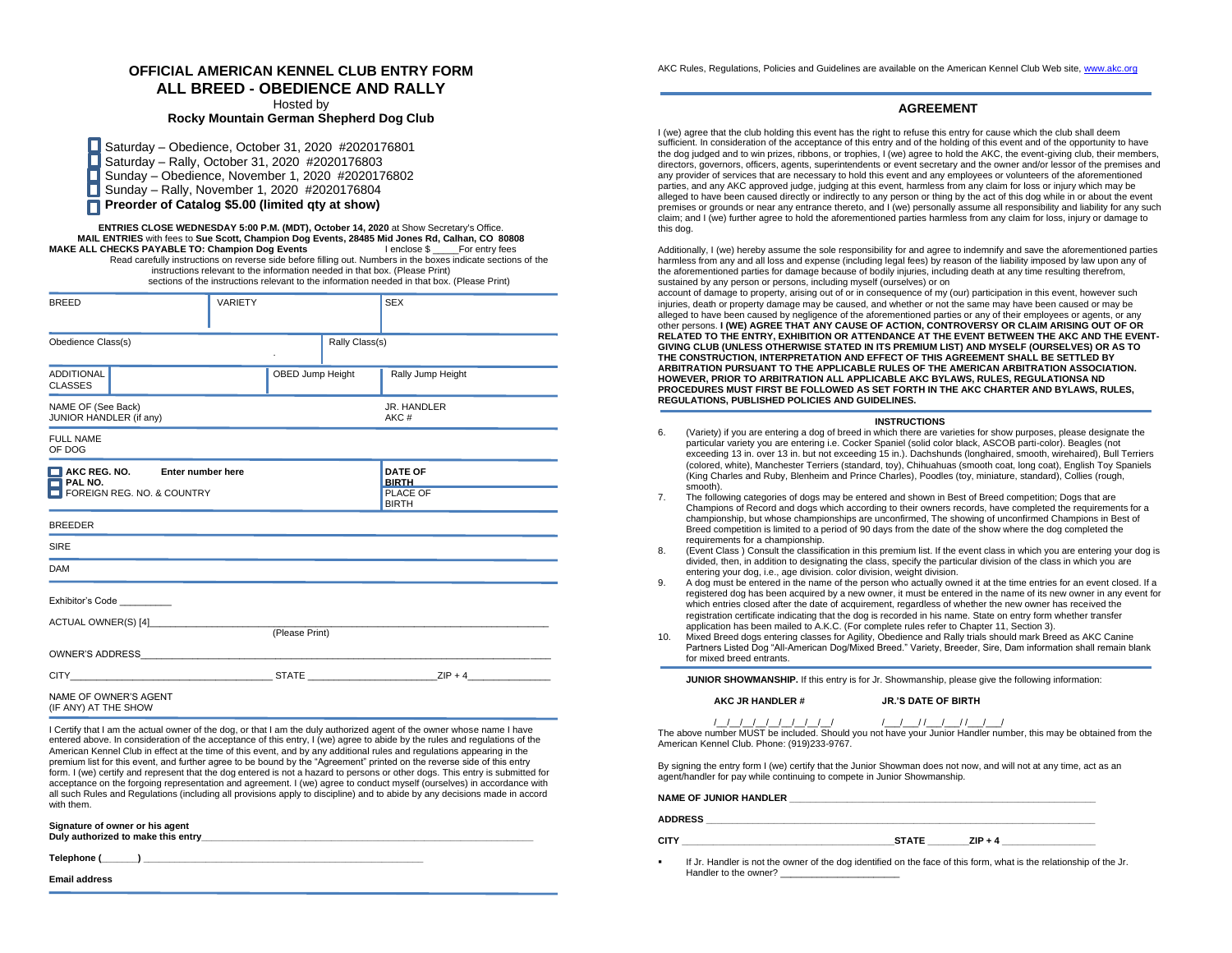# OFFICIAL AMERICAN KENNEL CLUB ENTRY FORM
# ALL BREED - OBEDIENCE AND RALLY

Hosted by
**Rocky Mountain German Shepherd Dog Club**

- ☐ Saturday – Obedience, October 31, 2020 #2020176801
- ☐ Saturday – Rally, October 31, 2020 #2020176803
- ☐ Sunday – Obedience, November 1, 2020 #2020176802
- ☐ Sunday – Rally, November 1, 2020 #2020176804
- ☐ **Preorder of Catalog $5.00 (limited qty at show)**

**ENTRIES CLOSE WEDNESDAY 5:00 P.M. (MDT), October 14, 2020** at Show Secretary's Office.
**MAIL ENTRIES** with fees to **Sue Scott, Champion Dog Events, 28485 Mid Jones Rd, Calhan, CO 80808**
**MAKE ALL CHECKS PAYABLE TO: Champion Dog Events** I enclose $ _____For entry fees
Read carefully instructions on reverse side before filling out. Numbers in the boxes indicate sections of the instructions relevant to the information needed in that box. (Please Print)
sections of the instructions relevant to the information needed in that box. (Please Print)

| | | | |
|---|---|---|---|
| BREED | VARIETY | | SEX |
| Obedience Class(s) | | Rally Class(s) | |
| ADDITIONAL CLASSES | | OBED Jump Height | Rally Jump Height |
| NAME OF (See Back) JUNIOR HANDLER (if any) | | | JR. HANDLER AKC # |
| FULL NAME OF DOG | | | |
| ☐ **AKC REG. NO.** **Enter number here** ☐ **PAL NO.** ☐ FOREIGN REG. NO. & COUNTRY | | | **DATE OF BIRTH** / PLACE OF BIRTH |
| BREEDER | | | |
| SIRE | | | |
| DAM | | | |

Exhibitor's Code __________

ACTUAL OWNER(S) [4]________________________________________
(Please Print)

OWNER'S ADDRESS________________________________________

CITY______________________ STATE ______________ZIP + 4__________

NAME OF OWNER'S AGENT (IF ANY) AT THE SHOW

I Certify that I am the actual owner of the dog, or that I am the duly authorized agent of the owner whose name I have entered above. In consideration of the acceptance of this entry, I (we) agree to abide by the rules and regulations of the American Kennel Club in effect at the time of this event, and by any additional rules and regulations appearing in the premium list for this event, and further agree to be bound by the "Agreement" printed on the reverse side of this form. I (we) certify and represent that the dog entered is not a hazard to persons or other dogs. This entry is submitted for acceptance on the forgoing representation and agreement. I (we) agree to conduct myself (ourselves) in accordance with all such Rules and Regulations (including all provisions apply to discipline) and to abide by any decisions made in accord with them.

**Signature of owner or his agent**
**Duly authorized to make this entry**________________________________________

**Telephone (_______)** ________________________________________

**Email address**

AKC Rules, Regulations, Policies and Guidelines are available on the American Kennel Club Web site, www.akc.org

## AGREEMENT

I (we) agree that the club holding this event has the right to refuse this entry for cause which the club shall deem sufficient. In consideration of the acceptance of this entry and of the holding of this event and of the opportunity to have the dog judged and to win prizes, ribbons, or trophies, I (we) agree to hold the AKC, the event-giving club, their members, directors, governors, officers, agents, superintendents or event secretary and the owner and/or lessor of the premises and any provider of services that are necessary to hold this event and any employees or volunteers of the aforementioned parties, and any AKC approved judge, judging at this event, harmless from any claim for loss or injury which may be alleged to have been caused directly or indirectly to any person or thing by the act of this dog while in or about the event premises or grounds or near any entrance thereto, and I (we) personally assume all responsibility and liability for any such claim; and I (we) further agree to hold the aforementioned parties harmless from any claim for loss, injury or damage to this dog.

Additionally, I (we) hereby assume the sole responsibility for and agree to indemnify and save the aforementioned parties harmless from any and all loss and expense (including legal fees) by reason of the liability imposed by law upon any of the aforementioned parties for damage because of bodily injuries, including death at any time resulting therefrom, sustained by any person or persons, including myself (ourselves) or on account of damage to property, arising out of or in consequence of my (our) participation in this event, however such injuries, death or property damage may be caused, and whether or not the same may have been caused or may be alleged to have been caused by negligence of the aforementioned parties or any of their employees or agents, or any other persons. **I (WE) AGREE THAT ANY CAUSE OF ACTION, CONTROVERSY OR CLAIM ARISING OUT OF OR RELATED TO THE ENTRY, EXHIBITION OR ATTENDANCE AT THE EVENT BETWEEN THE AKC AND THE EVENT-GIVING CLUB (UNLESS OTHERWISE STATED IN ITS PREMIUM LIST) AND MYSELF (OURSELVES) OR AS TO THE CONSTRUCTION, INTERPRETATION AND EFFECT OF THIS AGREEMENT SHALL BE SETTLED BY ARBITRATION PURSUANT TO THE APPLICABLE RULES OF THE AMERICAN ARBITRATION ASSOCIATION. HOWEVER, PRIOR TO ARBITRATION ALL APPLICABLE AKC BYLAWS, RULES, REGULATIONSA ND PROCEDURES MUST FIRST BE FOLLOWED AS SET FORTH IN THE AKC CHARTER AND BYLAWS, RULES, REGULATIONS, PUBLISHED POLICIES AND GUIDELINES.**

### INSTRUCTIONS

6. (Variety) if you are entering a dog of breed in which there are varieties for show purposes, please designate the particular variety you are entering i.e. Cocker Spaniel (solid color black, ASCOB parti-color). Beagles (not exceeding 13 in. over 13 in. but not exceeding 15 in.). Dachshunds (longhaired, smooth, wirehaired), Bull Terriers (colored, white), Manchester Terriers (standard, toy), Chihuahuas (smooth coat, long coat), English Toy Spaniels (King Charles and Ruby, Blenheim and Prince Charles), Poodles (toy, miniature, standard), Collies (rough, smooth).
7. The following categories of dogs may be entered and shown in Best of Breed competition; Dogs that are Champions of Record and dogs which according to their owners records, have completed the requirements for a championship, but whose championships are unconfirmed, The showing of unconfirmed Champions in Best of Breed competition is limited to a period of 90 days from the date of the show where the dog completed the requirements for a championship.
8. (Event Class ) Consult the classification in this premium list. If the event class in which you are entering your dog is divided, then, in addition to designating the class, specify the particular division of the class in which you are entering your dog, i.e., age division. color division, weight division.
9. A dog must be entered in the name of the person who actually owned it at the time entries for an event closed. If a registered dog has been acquired by a new owner, it must be entered in the name of its new owner in any event for which entries closed after the date of acquirement, regardless of whether the new owner has received the registration certificate indicating that the dog is recorded in his name. State on entry form whether transfer application has been mailed to A.K.C. (For complete rules refer to Chapter 11, Section 3).
10. Mixed Breed dogs entering classes for Agility, Obedience and Rally trials should mark Breed as AKC Canine Partners Listed Dog "All-American Dog/Mixed Breed." Variety, Breeder, Sire, Dam information shall remain blank for mixed breed entrants.

**JUNIOR SHOWMANSHIP.** If this entry is for Jr. Showmanship, please give the following information:

**AKC JR HANDLER #** /__/__/__/__/__/__/__/__/__/ **JR.'S DATE OF BIRTH** /___/___/ /___/___/ /___/___/

The above number MUST be included. Should you not have your Junior Handler number, this may be obtained from the American Kennel Club. Phone: (919)233-9767.

By signing the entry form I (we) certify that the Junior Showman does not now, and will not at any time, act as an agent/handler for pay while continuing to compete in Junior Showmanship.

**NAME OF JUNIOR HANDLER** ________________________________________

**ADDRESS** ________________________________________

**CITY** ______________________**STATE** ________**ZIP + 4** __________

- If Jr. Handler is not the owner of the dog identified on the face of this form, what is the relationship of the Jr. Handler to the owner? ______________________